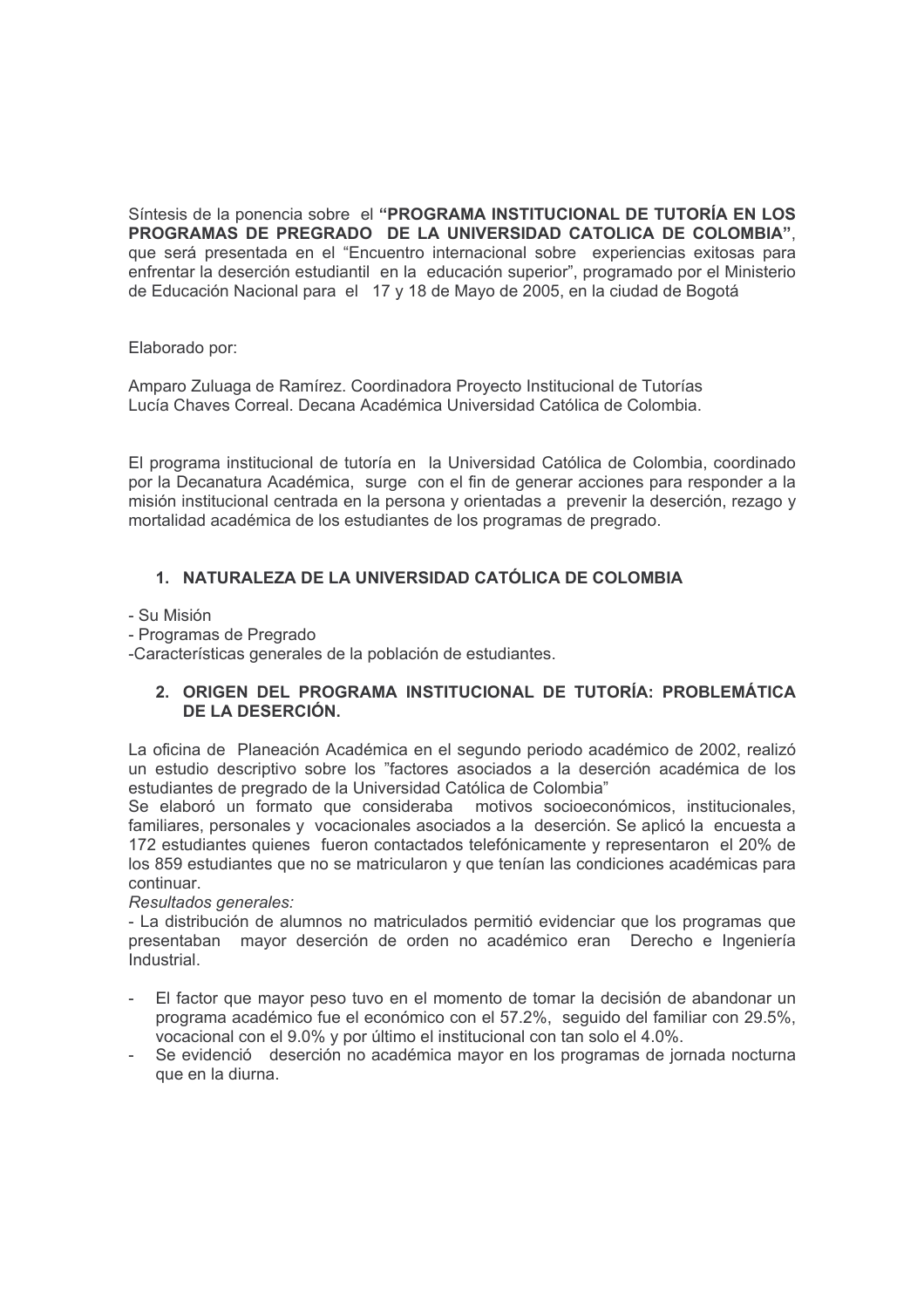Síntesis de la ponencia sobre el **"PROGRAMA INSTITUCIONAL DE TUTORÍA EN LOS PROGRAMAS DE PREGRADO DE LA UNIVERSIDAD CATOLICA DE COLOMBIA"**, que será presentada en el "Encuentro internacional sobre experiencias exitosas para enfrentar la deserción estudiantil en la educación superior", programado por el Ministerio de Educación Nacional para el 17 y 18 de Mayo de 2005, en la ciudad de Bogotá

Elaborado por:

Amparo Zuluaga de Ramírez. Coordinadora Proyecto Institucional de Tutorías
Lucía Chaves Correal. Decana Académica Universidad Católica de Colombia.

El programa institucional de tutoría en la Universidad Católica de Colombia, coordinado por la Decanatura Académica, surge con el fin de generar acciones para responder a la misión institucional centrada en la persona y orientadas a prevenir la deserción, rezago y mortalidad académica de los estudiantes de los programas de pregrado.

## 1. NATURALEZA DE LA UNIVERSIDAD CATÓLICA DE COLOMBIA

- Su Misión
- Programas de Pregrado
- Características generales de la población de estudiantes.

## 2. ORIGEN DEL PROGRAMA INSTITUCIONAL DE TUTORÍA: PROBLEMÁTICA DE LA DESERCIÓN.

La oficina de Planeación Académica en el segundo periodo académico de 2002, realizó un estudio descriptivo sobre los "factores asociados a la deserción académica de los estudiantes de pregrado de la Universidad Católica de Colombia"
Se elaboró un formato que consideraba motivos socioeconómicos, institucionales, familiares, personales y vocacionales asociados a la deserción. Se aplicó la encuesta a 172 estudiantes quienes fueron contactados telefónicamente y representaron el 20% de los 859 estudiantes que no se matricularon y que tenían las condiciones académicas para continuar.
*Resultados generales:*
- La distribución de alumnos no matriculados permitió evidenciar que los programas que presentaban mayor deserción de orden no académico eran Derecho e Ingeniería Industrial.

- El factor que mayor peso tuvo en el momento de tomar la decisión de abandonar un programa académico fue el económico con el 57.2%, seguido del familiar con 29.5%, vocacional con el 9.0% y por último el institucional con tan solo el 4.0%.
- Se evidenció deserción no académica mayor en los programas de jornada nocturna que en la diurna.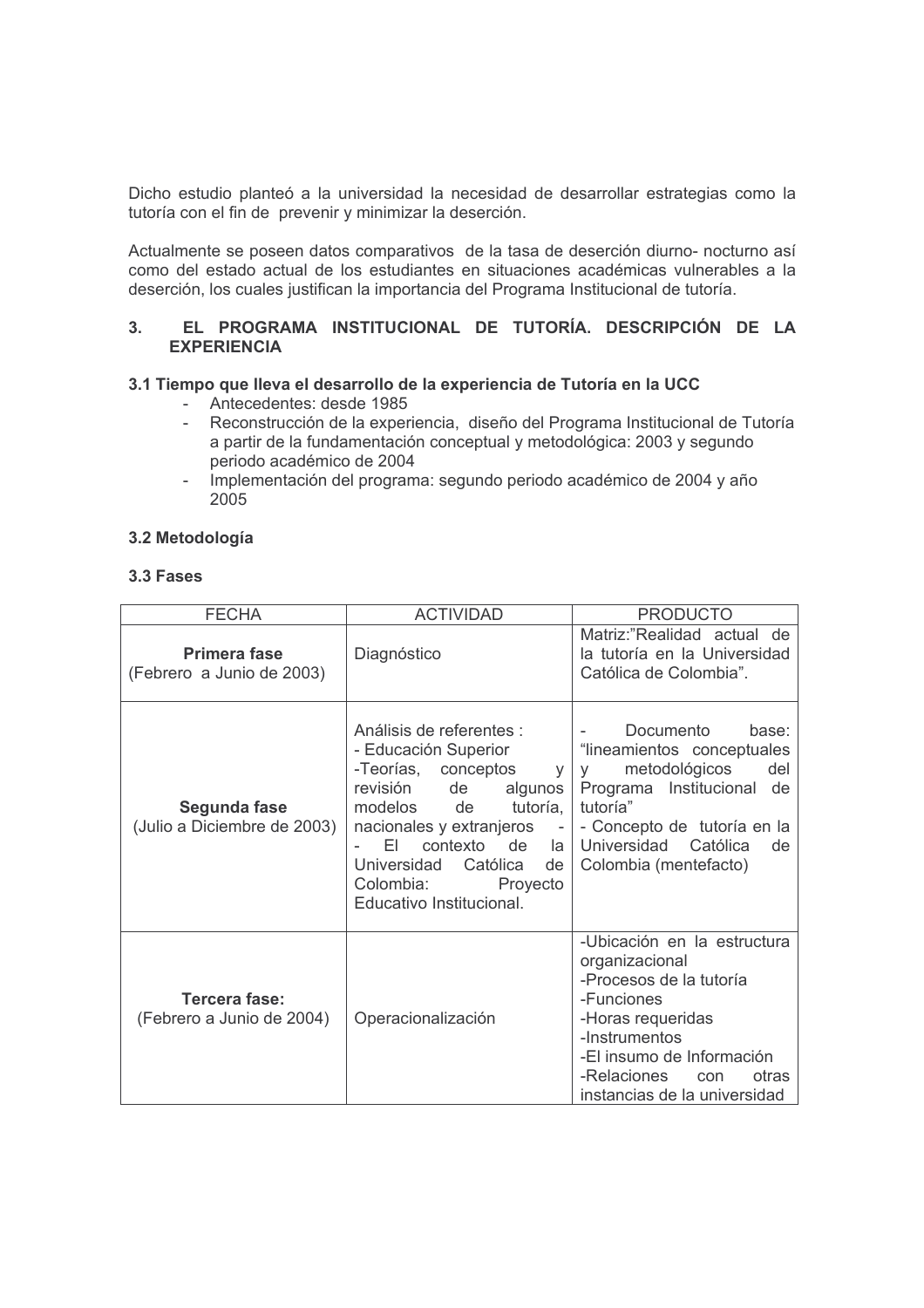Dicho estudio planteó a la universidad la necesidad de desarrollar estrategias como la tutoría con el fin de prevenir y minimizar la deserción.

Actualmente se poseen datos comparativos de la tasa de deserción diurno- nocturno así como del estado actual de los estudiantes en situaciones académicas vulnerables a la deserción, los cuales justifican la importancia del Programa Institucional de tutoría.

## 3. EL PROGRAMA INSTITUCIONAL DE TUTORÍA. DESCRIPCIÓN DE LA EXPERIENCIA

### 3.1 Tiempo que lleva el desarrollo de la experiencia de Tutoría en la UCC

- Antecedentes: desde 1985
- Reconstrucción de la experiencia, diseño del Programa Institucional de Tutoría a partir de la fundamentación conceptual y metodológica: 2003 y segundo periodo académico de 2004
- Implementación del programa: segundo periodo académico de 2004 y año 2005

### 3.2 Metodología

### 3.3 Fases

| FECHA | ACTIVIDAD | PRODUCTO |
|---|---|---|
| **Primera fase** (Febrero a Junio de 2003) | Diagnóstico | Matriz:"Realidad actual de la tutoría en la Universidad Católica de Colombia". |
| **Segunda fase** (Julio a Diciembre de 2003) | Análisis de referentes :<br>- Educación Superior<br>-Teorías, conceptos y revisión de algunos modelos de tutoría, nacionales y extranjeros -<br>- El contexto de la Universidad Católica de Colombia: Proyecto Educativo Institucional. | - Documento base: "lineamientos conceptuales y metodológicos del Programa Institucional de tutoría"<br>- Concepto de tutoría en la Universidad Católica de Colombia (mentefacto) |
| **Tercera fase:** (Febrero a Junio de 2004) | Operacionalización | -Ubicación en la estructura organizacional<br>-Procesos de la tutoría<br>-Funciones<br>-Horas requeridas<br>-Instrumentos<br>-El insumo de Información<br>-Relaciones con otras instancias de la universidad |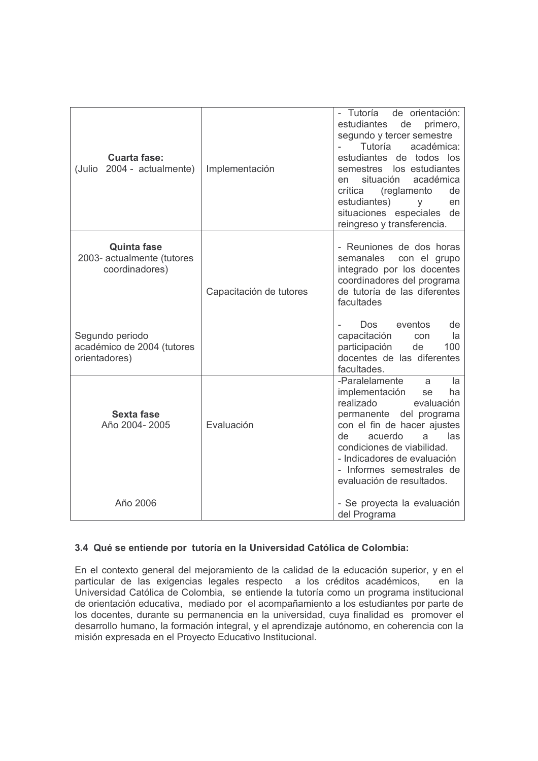| | | |
|---|---|---|
| **Cuarta fase:** (Julio 2004 - actualmente) | Implementación | - Tutoría de orientación: estudiantes de primero, segundo y tercer semestre<br>- Tutoría académica: estudiantes de todos los semestres los estudiantes en situación académica crítica (reglamento de estudiantes) y en situaciones especiales de reingreso y transferencia. |
| **Quinta fase** 2003- actualmente (tutores coordinadores)<br><br>Segundo periodo académico de 2004 (tutores orientadores) | Capacitación de tutores | - Reuniones de dos horas semanales con el grupo integrado por los docentes coordinadores del programa de tutoría de las diferentes facultades<br><br>- Dos eventos de capacitación con la participación de 100 docentes de las diferentes facultades. |
| **Sexta fase** Año 2004- 2005<br><br>Año 2006 | Evaluación | -Paralelamente a la implementación se ha realizado evaluación permanente del programa con el fin de hacer ajustes de acuerdo a las condiciones de viabilidad.<br>- Indicadores de evaluación<br>- Informes semestrales de evaluación de resultados.<br><br>- Se proyecta la evaluación del Programa |

### 3.4 Qué se entiende por tutoría en la Universidad Católica de Colombia:

En el contexto general del mejoramiento de la calidad de la educación superior, y en el particular de las exigencias legales respecto a los créditos académicos, en la Universidad Católica de Colombia, se entiende la tutoría como un programa institucional de orientación educativa, mediado por el acompañamiento a los estudiantes por parte de los docentes, durante su permanencia en la universidad, cuya finalidad es promover el desarrollo humano, la formación integral, y el aprendizaje autónomo, en coherencia con la misión expresada en el Proyecto Educativo Institucional.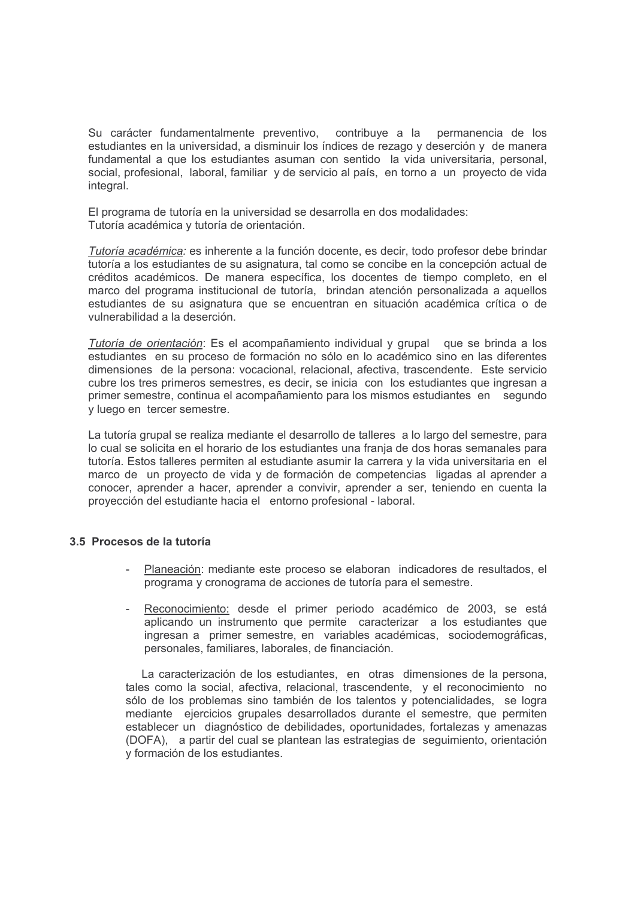Su carácter fundamentalmente preventivo, contribuye a la permanencia de los estudiantes en la universidad, a disminuir los índices de rezago y deserción y de manera fundamental a que los estudiantes asuman con sentido la vida universitaria, personal, social, profesional, laboral, familiar y de servicio al país, en torno a un proyecto de vida integral.

El programa de tutoría en la universidad se desarrolla en dos modalidades:
Tutoría académica y tutoría de orientación.

*Tutoría académica:* es inherente a la función docente, es decir, todo profesor debe brindar tutoría a los estudiantes de su asignatura, tal como se concibe en la concepción actual de créditos académicos. De manera específica, los docentes de tiempo completo, en el marco del programa institucional de tutoría, brindan atención personalizada a aquellos estudiantes de su asignatura que se encuentran en situación académica crítica o de vulnerabilidad a la deserción.

*Tutoría de orientación*: Es el acompañamiento individual y grupal que se brinda a los estudiantes en su proceso de formación no sólo en lo académico sino en las diferentes dimensiones de la persona: vocacional, relacional, afectiva, trascendente. Este servicio cubre los tres primeros semestres, es decir, se inicia con los estudiantes que ingresan a primer semestre, continua el acompañamiento para los mismos estudiantes en segundo y luego en tercer semestre.

La tutoría grupal se realiza mediante el desarrollo de talleres a lo largo del semestre, para lo cual se solicita en el horario de los estudiantes una franja de dos horas semanales para tutoría. Estos talleres permiten al estudiante asumir la carrera y la vida universitaria en el marco de un proyecto de vida y de formación de competencias ligadas al aprender a conocer, aprender a hacer, aprender a convivir, aprender a ser, teniendo en cuenta la proyección del estudiante hacia el entorno profesional - laboral.

### 3.5 Procesos de la tutoría

- Planeación: mediante este proceso se elaboran indicadores de resultados, el programa y cronograma de acciones de tutoría para el semestre.

- Reconocimiento: desde el primer periodo académico de 2003, se está aplicando un instrumento que permite caracterizar a los estudiantes que ingresan a primer semestre, en variables académicas, sociodemográficas, personales, familiares, laborales, de financiación.

La caracterización de los estudiantes, en otras dimensiones de la persona, tales como la social, afectiva, relacional, trascendente, y el reconocimiento no sólo de los problemas sino también de los talentos y potencialidades, se logra mediante ejercicios grupales desarrollados durante el semestre, que permiten establecer un diagnóstico de debilidades, oportunidades, fortalezas y amenazas (DOFA), a partir del cual se plantean las estrategias de seguimiento, orientación y formación de los estudiantes.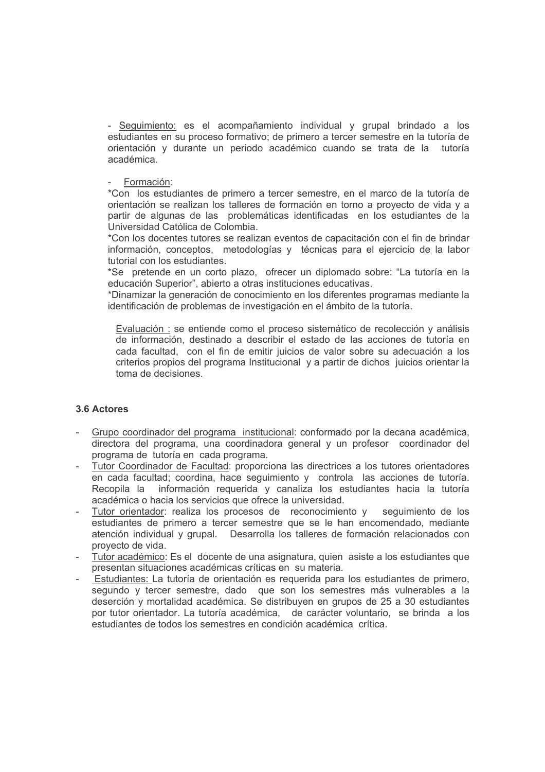- Seguimiento: es el acompañamiento individual y grupal brindado a los estudiantes en su proceso formativo; de primero a tercer semestre en la tutoría de orientación y durante un periodo académico cuando se trata de la tutoría académica.

- Formación:

*Con los estudiantes de primero a tercer semestre, en el marco de la tutoría de orientación se realizan los talleres de formación en torno a proyecto de vida y a partir de algunas de las problemáticas identificadas en los estudiantes de la Universidad Católica de Colombia.

*Con los docentes tutores se realizan eventos de capacitación con el fin de brindar información, conceptos, metodologías y técnicas para el ejercicio de la labor tutorial con los estudiantes.

*Se pretende en un corto plazo, ofrecer un diplomado sobre: "La tutoría en la educación Superior", abierto a otras instituciones educativas.

*Dinamizar la generación de conocimiento en los diferentes programas mediante la identificación de problemas de investigación en el ámbito de la tutoría.

Evaluación : se entiende como el proceso sistemático de recolección y análisis de información, destinado a describir el estado de las acciones de tutoría en cada facultad, con el fin de emitir juicios de valor sobre su adecuación a los criterios propios del programa Institucional y a partir de dichos juicios orientar la toma de decisiones.

### 3.6 Actores

- Grupo coordinador del programa institucional: conformado por la decana académica, directora del programa, una coordinadora general y un profesor coordinador del programa de tutoría en cada programa.
- Tutor Coordinador de Facultad: proporciona las directrices a los tutores orientadores en cada facultad; coordina, hace seguimiento y controla las acciones de tutoría. Recopila la información requerida y canaliza los estudiantes hacia la tutoría académica o hacia los servicios que ofrece la universidad.
- Tutor orientador: realiza los procesos de reconocimiento y seguimiento de los estudiantes de primero a tercer semestre que se le han encomendado, mediante atención individual y grupal. Desarrolla los talleres de formación relacionados con proyecto de vida.
- Tutor académico: Es el docente de una asignatura, quien asiste a los estudiantes que presentan situaciones académicas críticas en su materia.
- Estudiantes: La tutoría de orientación es requerida para los estudiantes de primero, segundo y tercer semestre, dado que son los semestres más vulnerables a la deserción y mortalidad académica. Se distribuyen en grupos de 25 a 30 estudiantes por tutor orientador. La tutoría académica, de carácter voluntario, se brinda a los estudiantes de todos los semestres en condición académica crítica.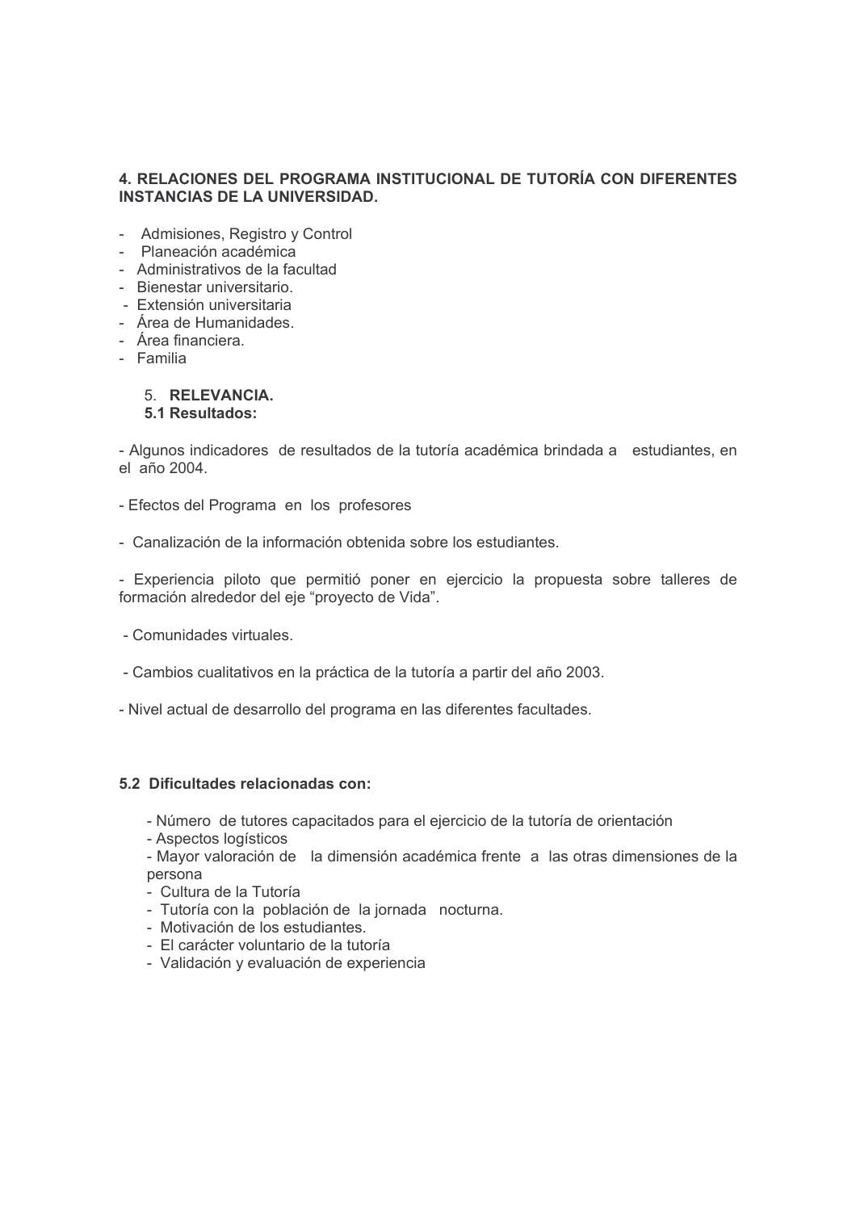## 4. RELACIONES DEL PROGRAMA INSTITUCIONAL DE TUTORÍA CON DIFERENTES INSTANCIAS DE LA UNIVERSIDAD.

- Admisiones, Registro y Control
- Planeación académica
- Administrativos de la facultad
- Bienestar universitario.
- Extensión universitaria
- Área de Humanidades.
- Área financiera.
- Familia

## 5. RELEVANCIA.

### 5.1 Resultados:

- Algunos indicadores de resultados de la tutoría académica brindada a estudiantes, en el año 2004.

- Efectos del Programa en los profesores

- Canalización de la información obtenida sobre los estudiantes.

- Experiencia piloto que permitió poner en ejercicio la propuesta sobre talleres de formación alrededor del eje "proyecto de Vida".

- Comunidades virtuales.

- Cambios cualitativos en la práctica de la tutoría a partir del año 2003.

- Nivel actual de desarrollo del programa en las diferentes facultades.

### 5.2 Dificultades relacionadas con:

- Número de tutores capacitados para el ejercicio de la tutoría de orientación
- Aspectos logísticos
- Mayor valoración de la dimensión académica frente a las otras dimensiones de la persona
- Cultura de la Tutoría
- Tutoría con la población de la jornada nocturna.
- Motivación de los estudiantes.
- El carácter voluntario de la tutoría
- Validación y evaluación de experiencia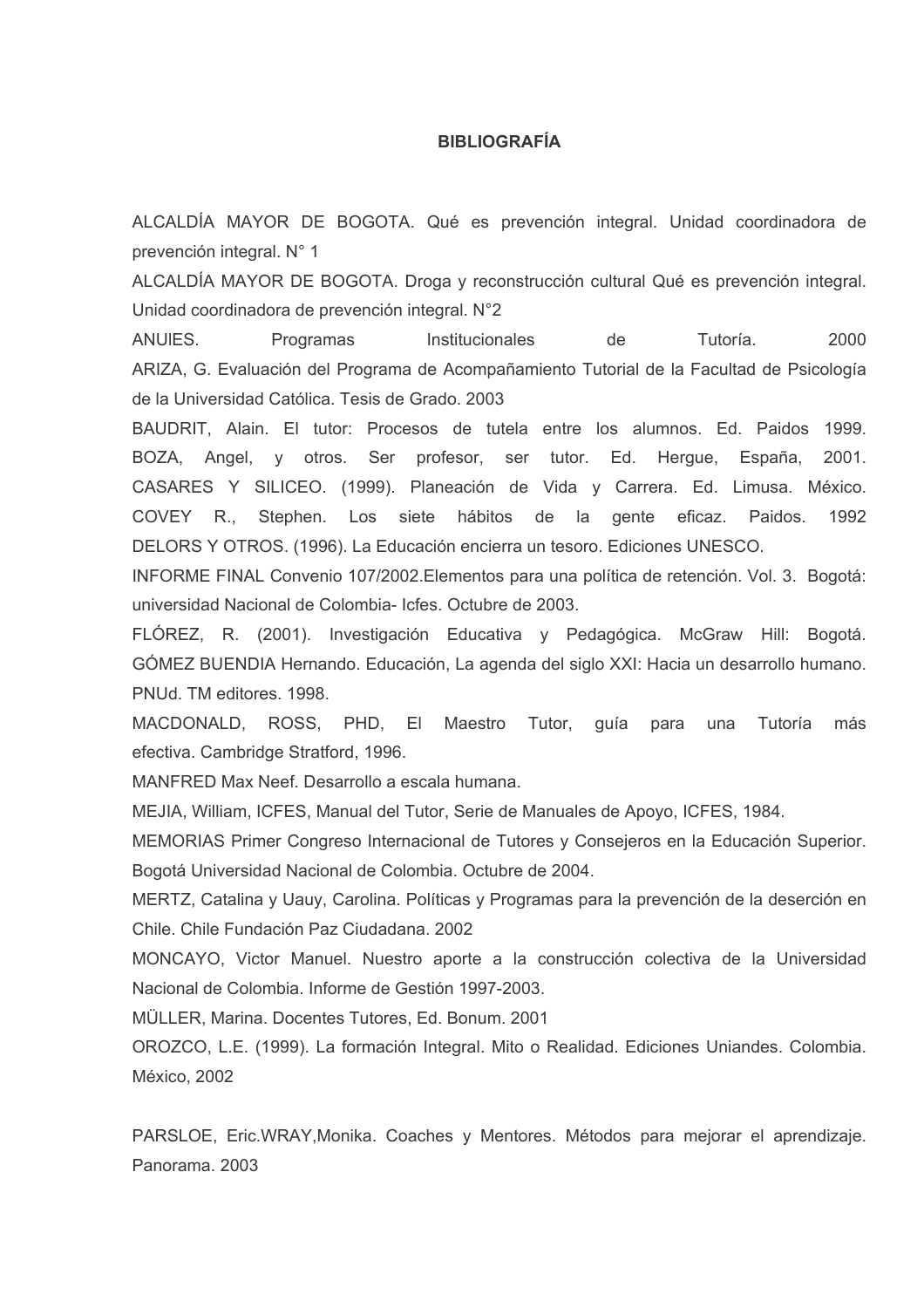# BIBLIOGRAFÍA

ALCALDÍA MAYOR DE BOGOTA. Qué es prevención integral. Unidad coordinadora de prevención integral. N° 1

ALCALDÍA MAYOR DE BOGOTA. Droga y reconstrucción cultural Qué es prevención integral. Unidad coordinadora de prevención integral. N°2

ANUIES. Programas Institucionales de Tutoría. 2000

ARIZA, G. Evaluación del Programa de Acompañamiento Tutorial de la Facultad de Psicología de la Universidad Católica. Tesis de Grado. 2003

BAUDRIT, Alain. El tutor: Procesos de tutela entre los alumnos. Ed. Paidos 1999.

BOZA, Angel, y otros. Ser profesor, ser tutor. Ed. Hergue, España, 2001.

CASARES Y SILICEO. (1999). Planeación de Vida y Carrera. Ed. Limusa. México.

COVEY R., Stephen. Los siete hábitos de la gente eficaz. Paidos. 1992

DELORS Y OTROS. (1996). La Educación encierra un tesoro. Ediciones UNESCO.

INFORME FINAL Convenio 107/2002.Elementos para una política de retención. Vol. 3. Bogotá: universidad Nacional de Colombia- Icfes. Octubre de 2003.

FLÓREZ, R. (2001). Investigación Educativa y Pedagógica. McGraw Hill: Bogotá.

GÓMEZ BUENDIA Hernando. Educación, La agenda del siglo XXI: Hacia un desarrollo humano. PNUd. TM editores. 1998.

MACDONALD, ROSS, PHD, El Maestro Tutor, guía para una Tutoría más efectiva. Cambridge Stratford, 1996.

MANFRED Max Neef. Desarrollo a escala humana.

MEJIA, William, ICFES, Manual del Tutor, Serie de Manuales de Apoyo, ICFES, 1984.

MEMORIAS Primer Congreso Internacional de Tutores y Consejeros en la Educación Superior. Bogotá Universidad Nacional de Colombia. Octubre de 2004.

MERTZ, Catalina y Uauy, Carolina. Políticas y Programas para la prevención de la deserción en Chile. Chile Fundación Paz Ciudadana. 2002

MONCAYO, Victor Manuel. Nuestro aporte a la construcción colectiva de la Universidad Nacional de Colombia. Informe de Gestión 1997-2003.

MÜLLER, Marina. Docentes Tutores, Ed. Bonum. 2001

OROZCO, L.E. (1999). La formación Integral. Mito o Realidad. Ediciones Uniandes. Colombia. México, 2002

PARSLOE, Eric.WRAY,Monika. Coaches y Mentores. Métodos para mejorar el aprendizaje. Panorama. 2003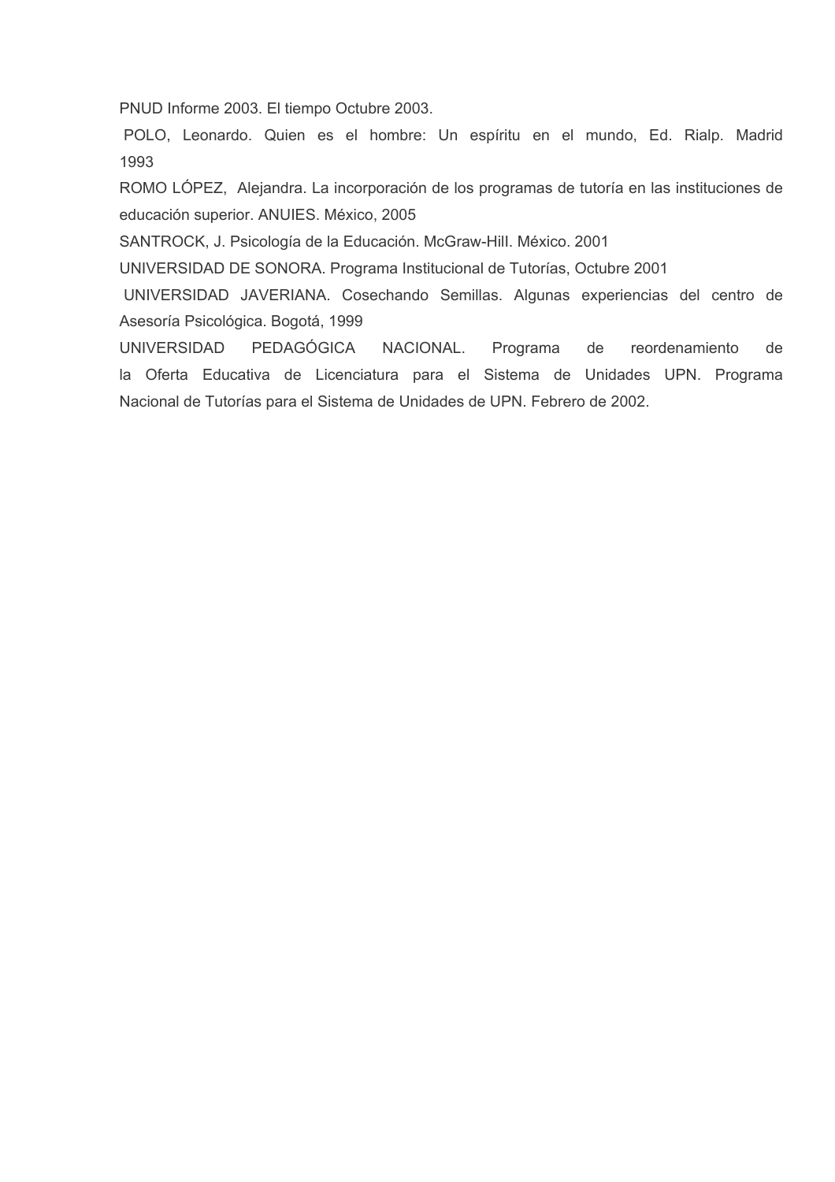PNUD Informe 2003. El tiempo Octubre 2003.

POLO, Leonardo. Quien es el hombre: Un espíritu en el mundo, Ed. Rialp. Madrid 1993

ROMO LÓPEZ, Alejandra. La incorporación de los programas de tutoría en las instituciones de educación superior. ANUIES. México, 2005

SANTROCK, J. Psicología de la Educación. McGraw-Hill. México. 2001

UNIVERSIDAD DE SONORA. Programa Institucional de Tutorías, Octubre 2001

UNIVERSIDAD JAVERIANA. Cosechando Semillas. Algunas experiencias del centro de Asesoría Psicológica. Bogotá, 1999

UNIVERSIDAD PEDAGÓGICA NACIONAL. Programa de reordenamiento de la Oferta Educativa de Licenciatura para el Sistema de Unidades UPN. Programa Nacional de Tutorías para el Sistema de Unidades de UPN. Febrero de 2002.